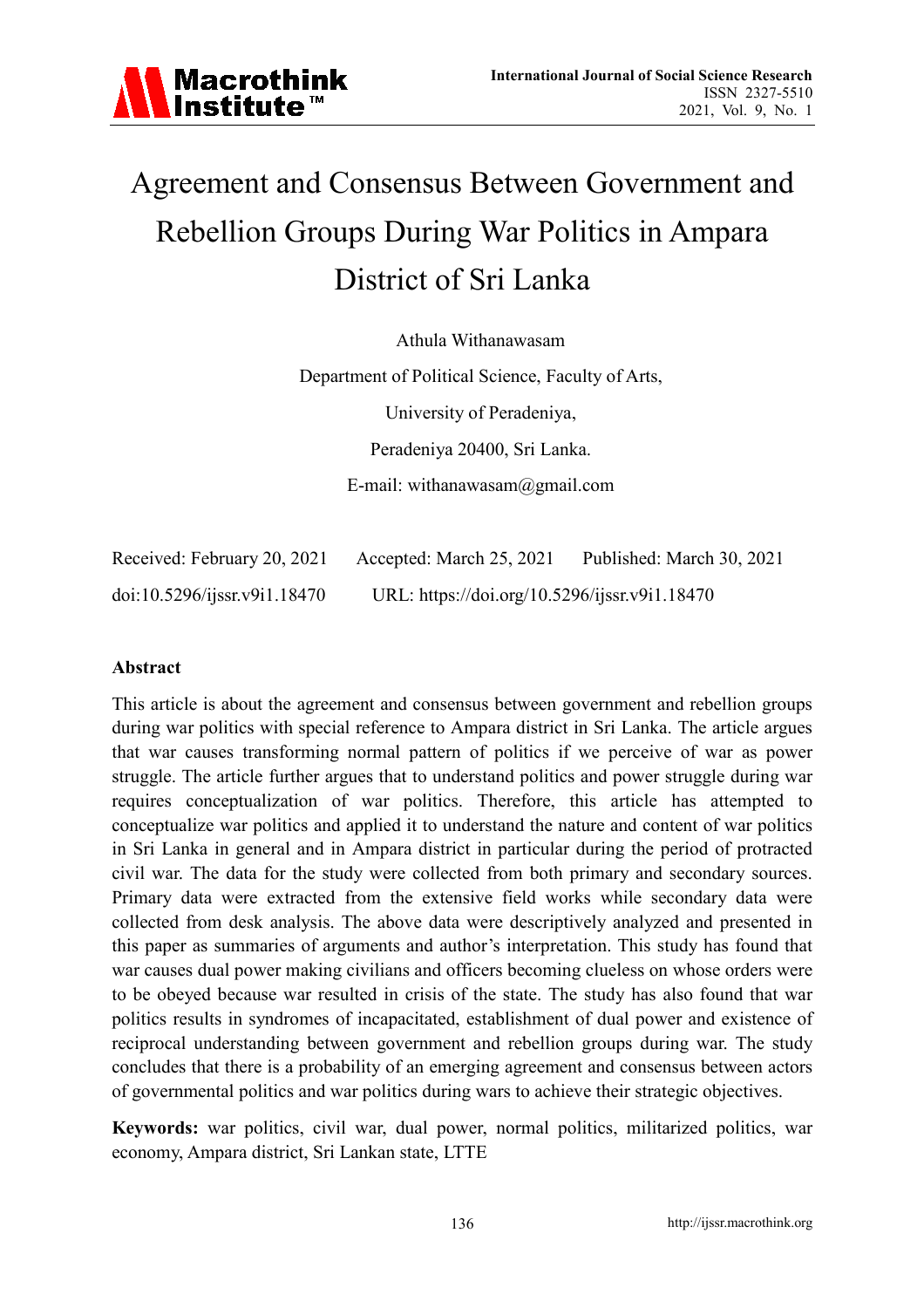# Agreement and Consensus Between Government and Rebellion Groups During War Politics in Ampara District of Sri Lanka

Athula Withanawasam

Department of Political Science, Faculty of Arts,

University of Peradeniya,

Peradeniya 20400, Sri Lanka.

E-mail: withanawasam@gmail.com

Received: February 20, 2021 Accepted: March 25, 2021 Published: March 30, 2021

doi:10.5296/ijssr.v9i1.18470 URL: https://doi.org/10.5296/ijssr.v9i1.18470

## Abstract

This article is about the agreement and consensus between government and rebellion groups during war politics with special reference to Ampara district in Sri Lanka. The article argues that war causes transforming normal pattern of politics if we perceive of war as power struggle. The article further argues that to understand politics and power struggle during war requires conceptualization of war politics. Therefore, this article has attempted to conceptualize war politics and applied it to understand the nature and content of war politics in Sri Lanka in general and in Ampara district in particular during the period of protracted civil war. The data for the study were collected from both primary and secondary sources. Primary data were extracted from the extensive field works while secondary data were collected from desk analysis. The above data were descriptively analyzed and presented in this paper as summaries of arguments and author's interpretation. This study has found that war causes dual power making civilians and officers becoming clueless on whose orders were to be obeyed because war resulted in crisis of the state. The study has also found that war politics results in syndromes of incapacitated, establishment of dual power and existence of reciprocal understanding between government and rebellion groups during war. The study concludes that there is a probability of an emerging agreement and consensus between actors of governmental politics and war politics during wars to achieve their strategic objectives.

**Keywords:** war politics, civil war, dual power, normal politics, militarized politics, war economy, Ampara district, Sri Lankan state, LTTE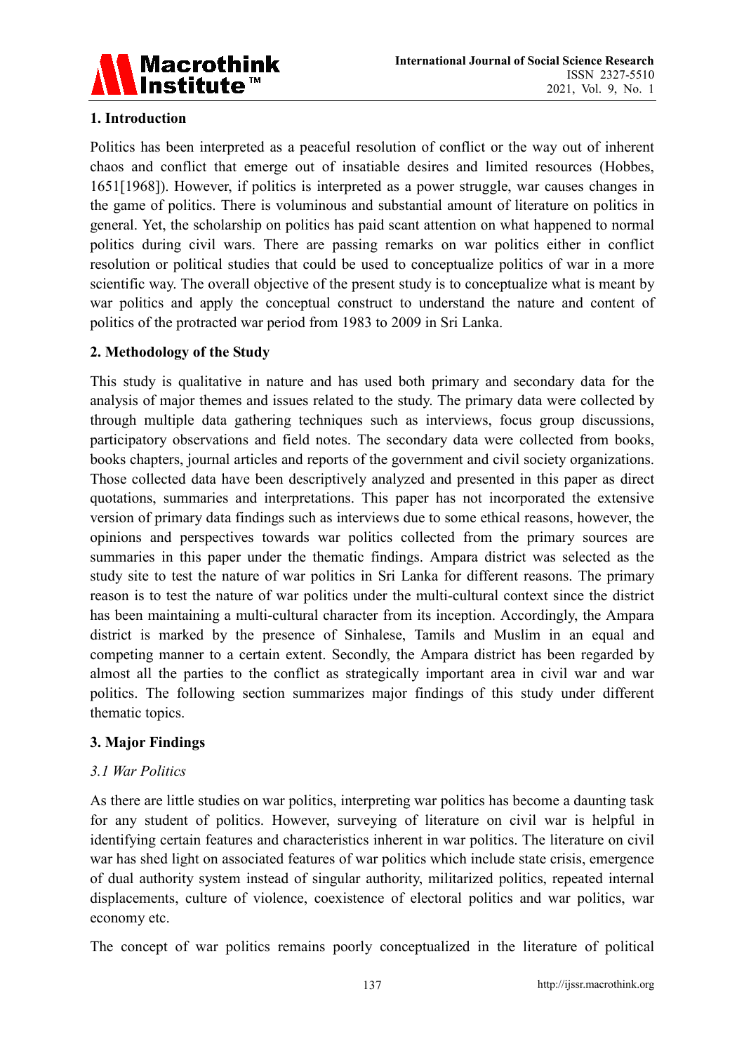## 1. Introduction

Politics has been interpreted as a peaceful resolution of conflict or the way out of inherent chaos and conflict that emerge out of insatiable desires and limited resources (Hobbes, 1651[1968]). However, if politics is interpreted as a power struggle, war causes changes in the game of politics. There is voluminous and substantial amount of literature on politics in general. Yet, the scholarship on politics has paid scant attention on what happened to normal politics during civil wars. There are passing remarks on war politics either in conflict resolution or political studies that could be used to conceptualize politics of war in a more scientific way. The overall objective of the present study is to conceptualize what is meant by war politics and apply the conceptual construct to understand the nature and content of politics of the protracted war period from 1983 to 2009 in Sri Lanka.

## 2. Methodology of the Study

This study is qualitative in nature and has used both primary and secondary data for the analysis of major themes and issues related to the study. The primary data were collected by through multiple data gathering techniques such as interviews, focus group discussions, participatory observations and field notes. The secondary data were collected from books, books chapters, journal articles and reports of the government and civil society organizations. Those collected data have been descriptively analyzed and presented in this paper as direct quotations, summaries and interpretations. This paper has not incorporated the extensive version of primary data findings such as interviews due to some ethical reasons, however, the opinions and perspectives towards war politics collected from the primary sources are summaries in this paper under the thematic findings. Ampara district was selected as the study site to test the nature of war politics in Sri Lanka for different reasons. The primary reason is to test the nature of war politics under the multi-cultural context since the district has been maintaining a multi-cultural character from its inception. Accordingly, the Ampara district is marked by the presence of Sinhalese, Tamils and Muslim in an equal and competing manner to a certain extent. Secondly, the Ampara district has been regarded by almost all the parties to the conflict as strategically important area in civil war and war politics. The following section summarizes major findings of this study under different thematic topics.

## 3. Major Findings

### *3.1 War Politics*

As there are little studies on war politics, interpreting war politics has become a daunting task for any student of politics. However, surveying of literature on civil war is helpful in identifying certain features and characteristics inherent in war politics. The literature on civil war has shed light on associated features of war politics which include state crisis, emergence of dual authority system instead of singular authority, militarized politics, repeated internal displacements, culture of violence, coexistence of electoral politics and war politics, war economy etc.

The concept of war politics remains poorly conceptualized in the literature of political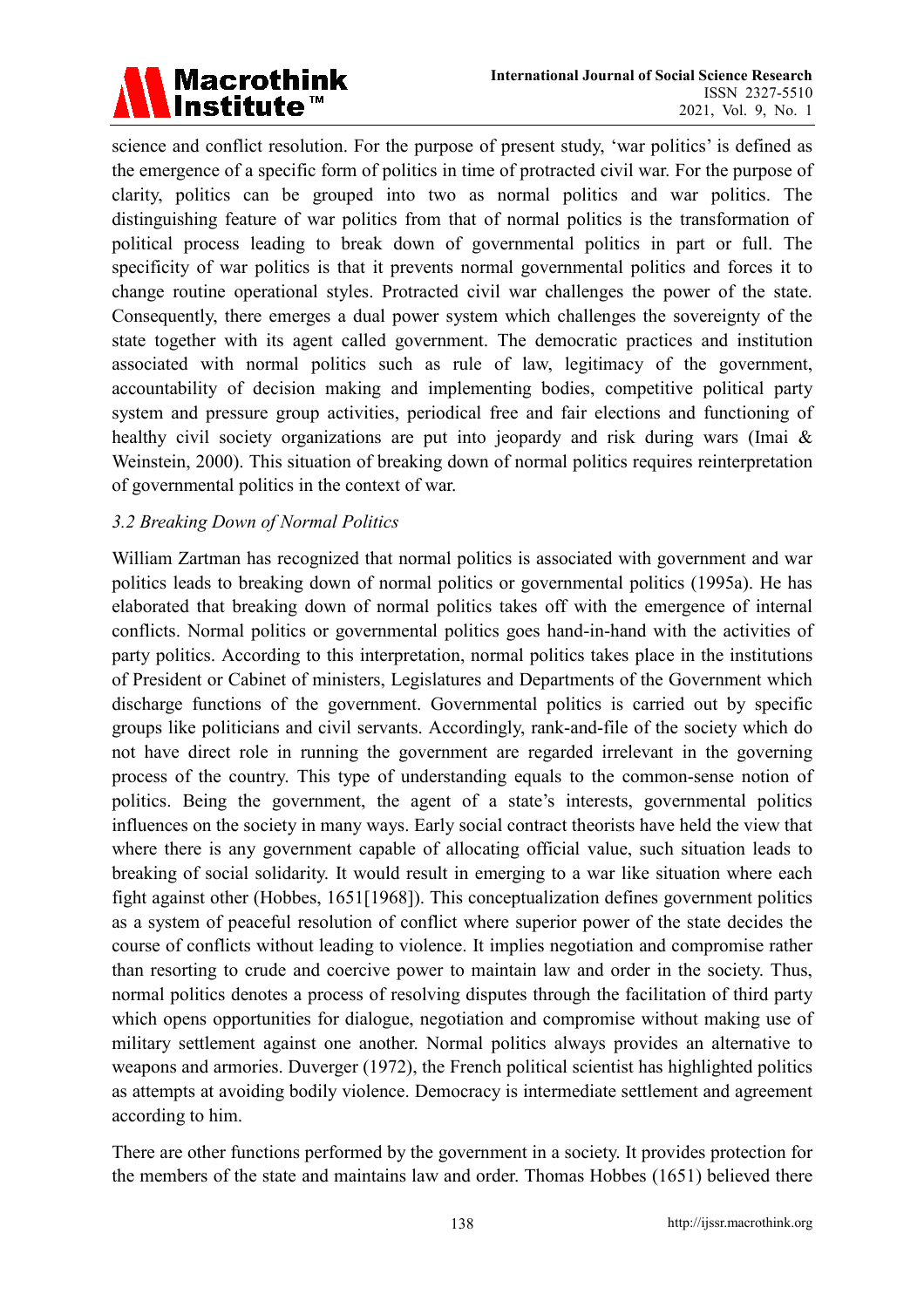science and conflict resolution. For the purpose of present study, 'war politics' is defined as the emergence of a specific form of politics in time of protracted civil war. For the purpose of clarity, politics can be grouped into two as normal politics and war politics. The distinguishing feature of war politics from that of normal politics is the transformation of political process leading to break down of governmental politics in part or full. The specificity of war politics is that it prevents normal governmental politics and forces it to change routine operational styles. Protracted civil war challenges the power of the state. Consequently, there emerges a dual power system which challenges the sovereignty of the state together with its agent called government. The democratic practices and institution associated with normal politics such as rule of law, legitimacy of the government, accountability of decision making and implementing bodies, competitive political party system and pressure group activities, periodical free and fair elections and functioning of healthy civil society organizations are put into jeopardy and risk during wars (Imai & Weinstein, 2000). This situation of breaking down of normal politics requires reinterpretation of governmental politics in the context of war.

### *3.2 Breaking Down of Normal Politics*

William Zartman has recognized that normal politics is associated with government and war politics leads to breaking down of normal politics or governmental politics (1995a). He has elaborated that breaking down of normal politics takes off with the emergence of internal conflicts. Normal politics or governmental politics goes hand-in-hand with the activities of party politics. According to this interpretation, normal politics takes place in the institutions of President or Cabinet of ministers, Legislatures and Departments of the Government which discharge functions of the government. Governmental politics is carried out by specific groups like politicians and civil servants. Accordingly, rank-and-file of the society which do not have direct role in running the government are regarded irrelevant in the governing process of the country. This type of understanding equals to the common-sense notion of politics. Being the government, the agent of a state's interests, governmental politics influences on the society in many ways. Early social contract theorists have held the view that where there is any government capable of allocating official value, such situation leads to breaking of social solidarity. It would result in emerging to a war like situation where each fight against other (Hobbes, 1651[1968]). This conceptualization defines government politics as a system of peaceful resolution of conflict where superior power of the state decides the course of conflicts without leading to violence. It implies negotiation and compromise rather than resorting to crude and coercive power to maintain law and order in the society. Thus, normal politics denotes a process of resolving disputes through the facilitation of third party which opens opportunities for dialogue, negotiation and compromise without making use of military settlement against one another. Normal politics always provides an alternative to weapons and armories. Duverger (1972), the French political scientist has highlighted politics as attempts at avoiding bodily violence. Democracy is intermediate settlement and agreement according to him.

There are other functions performed by the government in a society. It provides protection for the members of the state and maintains law and order. Thomas Hobbes (1651) believed there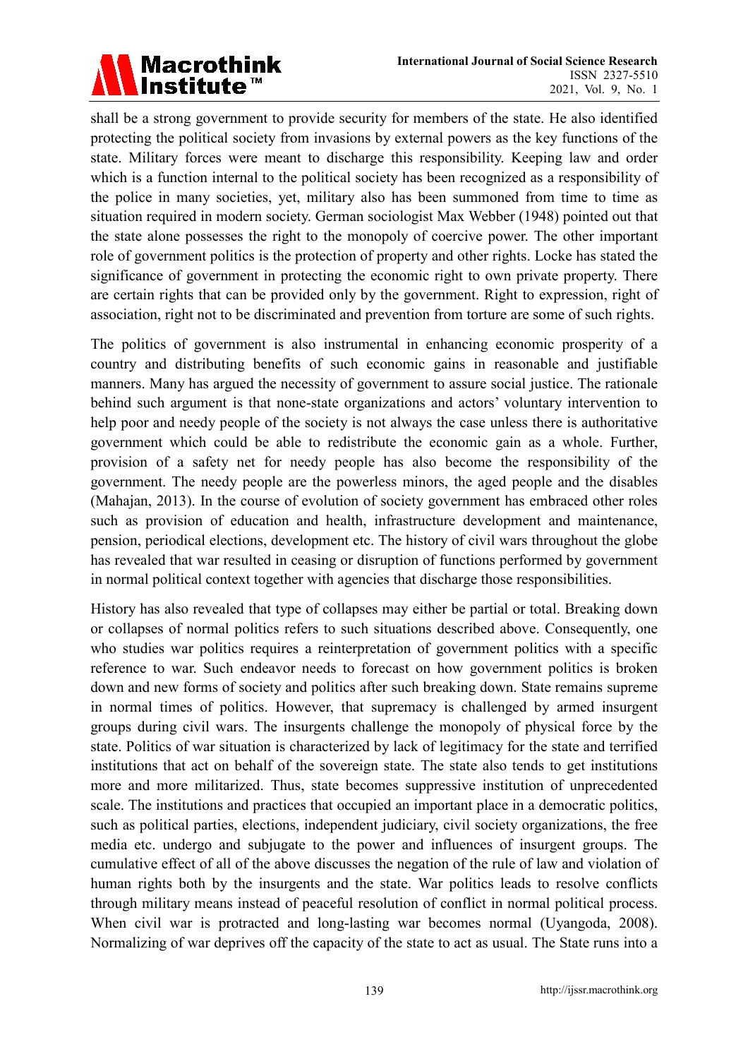shall be a strong government to provide security for members of the state. He also identified protecting the political society from invasions by external powers as the key functions of the state. Military forces were meant to discharge this responsibility. Keeping law and order which is a function internal to the political society has been recognized as a responsibility of the police in many societies, yet, military also has been summoned from time to time as situation required in modern society. German sociologist Max Webber (1948) pointed out that the state alone possesses the right to the monopoly of coercive power. The other important role of government politics is the protection of property and other rights. Locke has stated the significance of government in protecting the economic right to own private property. There are certain rights that can be provided only by the government. Right to expression, right of association, right not to be discriminated and prevention from torture are some of such rights.

The politics of government is also instrumental in enhancing economic prosperity of a country and distributing benefits of such economic gains in reasonable and justifiable manners. Many has argued the necessity of government to assure social justice. The rationale behind such argument is that none-state organizations and actors' voluntary intervention to help poor and needy people of the society is not always the case unless there is authoritative government which could be able to redistribute the economic gain as a whole. Further, provision of a safety net for needy people has also become the responsibility of the government. The needy people are the powerless minors, the aged people and the disables (Mahajan, 2013). In the course of evolution of society government has embraced other roles such as provision of education and health, infrastructure development and maintenance, pension, periodical elections, development etc. The history of civil wars throughout the globe has revealed that war resulted in ceasing or disruption of functions performed by government in normal political context together with agencies that discharge those responsibilities.

History has also revealed that type of collapses may either be partial or total. Breaking down or collapses of normal politics refers to such situations described above. Consequently, one who studies war politics requires a reinterpretation of government politics with a specific reference to war. Such endeavor needs to forecast on how government politics is broken down and new forms of society and politics after such breaking down. State remains supreme in normal times of politics. However, that supremacy is challenged by armed insurgent groups during civil wars. The insurgents challenge the monopoly of physical force by the state. Politics of war situation is characterized by lack of legitimacy for the state and terrified institutions that act on behalf of the sovereign state. The state also tends to get institutions more and more militarized. Thus, state becomes suppressive institution of unprecedented scale. The institutions and practices that occupied an important place in a democratic politics, such as political parties, elections, independent judiciary, civil society organizations, the free media etc. undergo and subjugate to the power and influences of insurgent groups. The cumulative effect of all of the above discusses the negation of the rule of law and violation of human rights both by the insurgents and the state. War politics leads to resolve conflicts through military means instead of peaceful resolution of conflict in normal political process. When civil war is protracted and long-lasting war becomes normal (Uyangoda, 2008). Normalizing of war deprives off the capacity of the state to act as usual. The State runs into a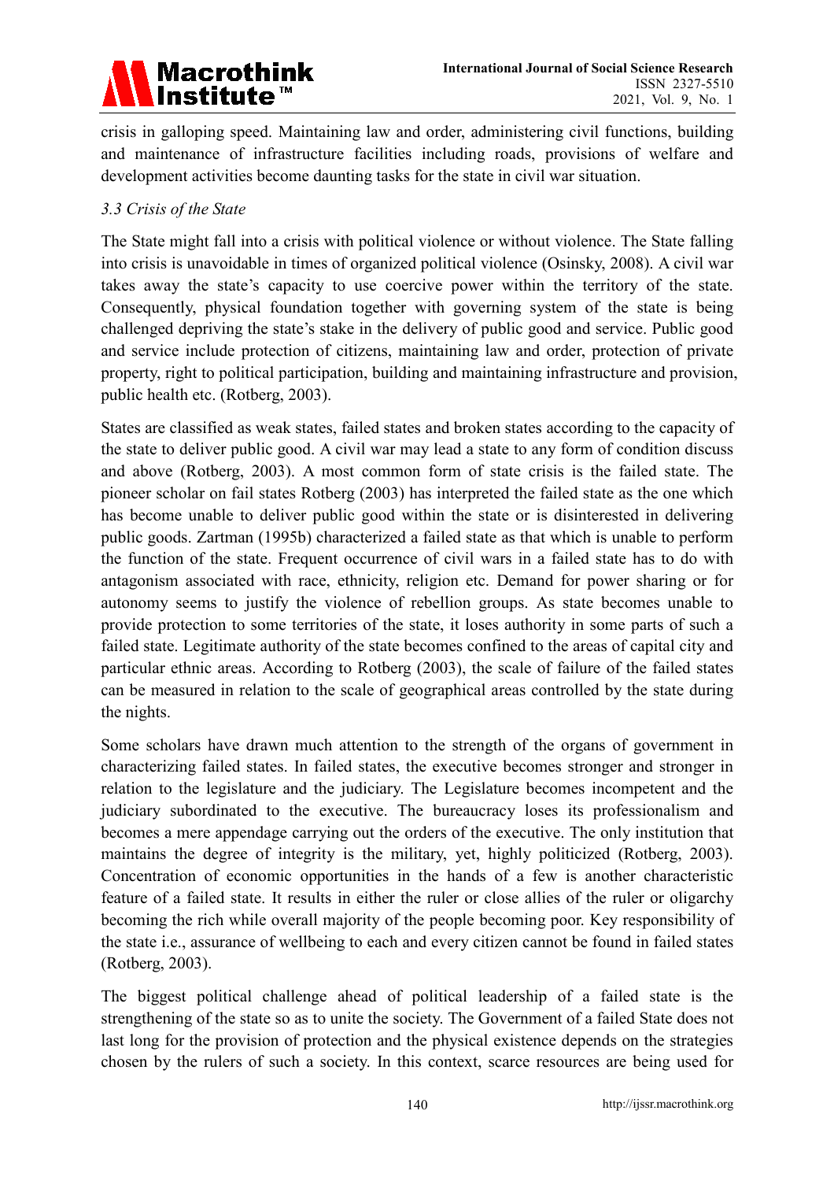crisis in galloping speed. Maintaining law and order, administering civil functions, building and maintenance of infrastructure facilities including roads, provisions of welfare and development activities become daunting tasks for the state in civil war situation.

### *3.3 Crisis of the State*

The State might fall into a crisis with political violence or without violence. The State falling into crisis is unavoidable in times of organized political violence (Osinsky, 2008). A civil war takes away the state's capacity to use coercive power within the territory of the state. Consequently, physical foundation together with governing system of the state is being challenged depriving the state's stake in the delivery of public good and service. Public good and service include protection of citizens, maintaining law and order, protection of private property, right to political participation, building and maintaining infrastructure and provision, public health etc. (Rotberg, 2003).

States are classified as weak states, failed states and broken states according to the capacity of the state to deliver public good. A civil war may lead a state to any form of condition discuss and above (Rotberg, 2003). A most common form of state crisis is the failed state. The pioneer scholar on fail states Rotberg (2003) has interpreted the failed state as the one which has become unable to deliver public good within the state or is disinterested in delivering public goods. Zartman (1995b) characterized a failed state as that which is unable to perform the function of the state. Frequent occurrence of civil wars in a failed state has to do with antagonism associated with race, ethnicity, religion etc. Demand for power sharing or for autonomy seems to justify the violence of rebellion groups. As state becomes unable to provide protection to some territories of the state, it loses authority in some parts of such a failed state. Legitimate authority of the state becomes confined to the areas of capital city and particular ethnic areas. According to Rotberg (2003), the scale of failure of the failed states can be measured in relation to the scale of geographical areas controlled by the state during the nights.

Some scholars have drawn much attention to the strength of the organs of government in characterizing failed states. In failed states, the executive becomes stronger and stronger in relation to the legislature and the judiciary. The Legislature becomes incompetent and the judiciary subordinated to the executive. The bureaucracy loses its professionalism and becomes a mere appendage carrying out the orders of the executive. The only institution that maintains the degree of integrity is the military, yet, highly politicized (Rotberg, 2003). Concentration of economic opportunities in the hands of a few is another characteristic feature of a failed state. It results in either the ruler or close allies of the ruler or oligarchy becoming the rich while overall majority of the people becoming poor. Key responsibility of the state i.e., assurance of wellbeing to each and every citizen cannot be found in failed states (Rotberg, 2003).

The biggest political challenge ahead of political leadership of a failed state is the strengthening of the state so as to unite the society. The Government of a failed State does not last long for the provision of protection and the physical existence depends on the strategies chosen by the rulers of such a society. In this context, scarce resources are being used for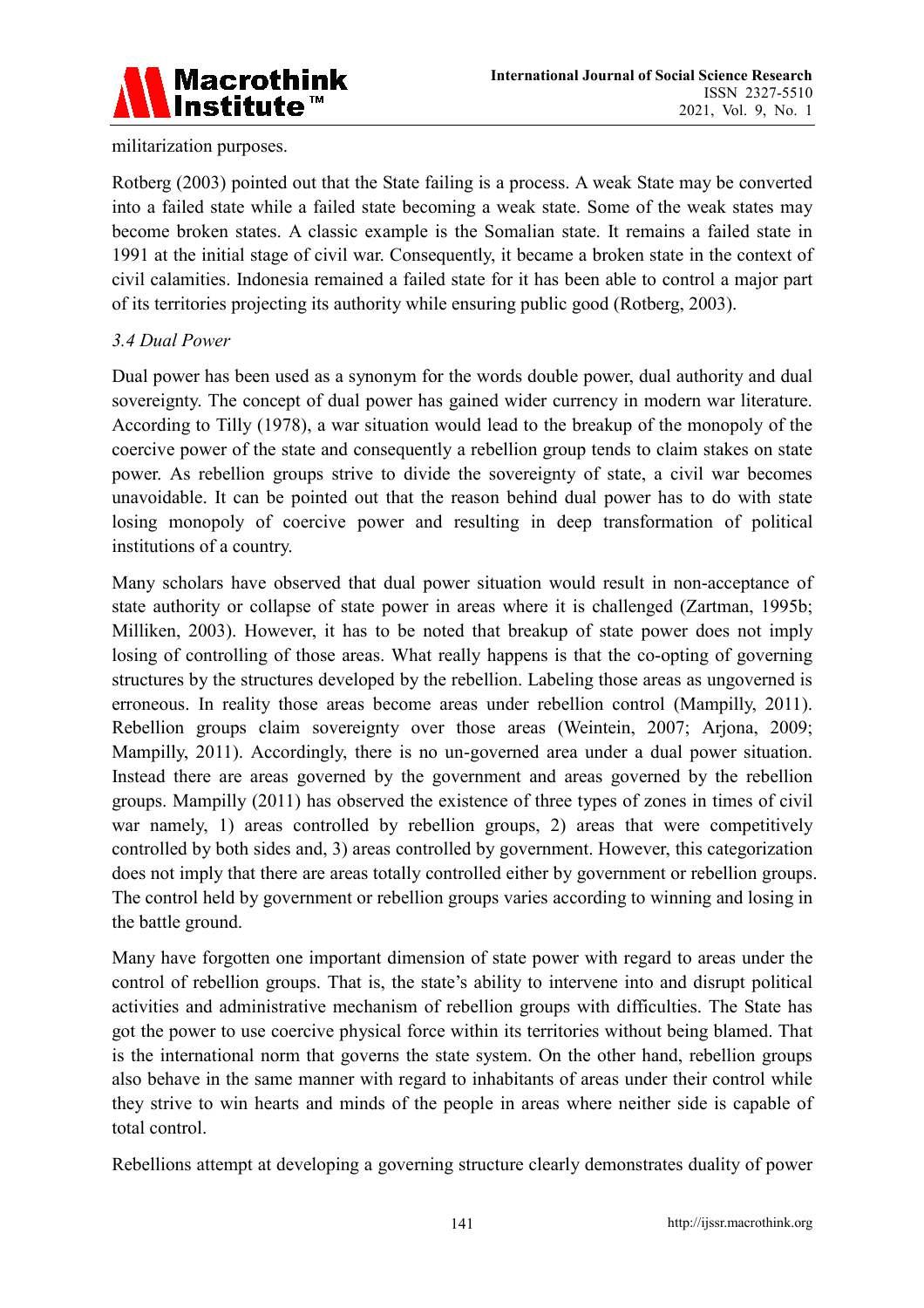militarization purposes.

Rotberg (2003) pointed out that the State failing is a process. A weak State may be converted into a failed state while a failed state becoming a weak state. Some of the weak states may become broken states. A classic example is the Somalian state. It remains a failed state in 1991 at the initial stage of civil war. Consequently, it became a broken state in the context of civil calamities. Indonesia remained a failed state for it has been able to control a major part of its territories projecting its authority while ensuring public good (Rotberg, 2003).

### *3.4 Dual Power*

Dual power has been used as a synonym for the words double power, dual authority and dual sovereignty. The concept of dual power has gained wider currency in modern war literature. According to Tilly (1978), a war situation would lead to the breakup of the monopoly of the coercive power of the state and consequently a rebellion group tends to claim stakes on state power. As rebellion groups strive to divide the sovereignty of state, a civil war becomes unavoidable. It can be pointed out that the reason behind dual power has to do with state losing monopoly of coercive power and resulting in deep transformation of political institutions of a country.

Many scholars have observed that dual power situation would result in non-acceptance of state authority or collapse of state power in areas where it is challenged (Zartman, 1995b; Milliken, 2003). However, it has to be noted that breakup of state power does not imply losing of controlling of those areas. What really happens is that the co-opting of governing structures by the structures developed by the rebellion. Labeling those areas as ungoverned is erroneous. In reality those areas become areas under rebellion control (Mampilly, 2011). Rebellion groups claim sovereignty over those areas (Weintein, 2007; Arjona, 2009; Mampilly, 2011). Accordingly, there is no un-governed area under a dual power situation. Instead there are areas governed by the government and areas governed by the rebellion groups. Mampilly (2011) has observed the existence of three types of zones in times of civil war namely, 1) areas controlled by rebellion groups, 2) areas that were competitively controlled by both sides and, 3) areas controlled by government. However, this categorization does not imply that there are areas totally controlled either by government or rebellion groups. The control held by government or rebellion groups varies according to winning and losing in the battle ground.

Many have forgotten one important dimension of state power with regard to areas under the control of rebellion groups. That is, the state's ability to intervene into and disrupt political activities and administrative mechanism of rebellion groups with difficulties. The State has got the power to use coercive physical force within its territories without being blamed. That is the international norm that governs the state system. On the other hand, rebellion groups also behave in the same manner with regard to inhabitants of areas under their control while they strive to win hearts and minds of the people in areas where neither side is capable of total control.

Rebellions attempt at developing a governing structure clearly demonstrates duality of power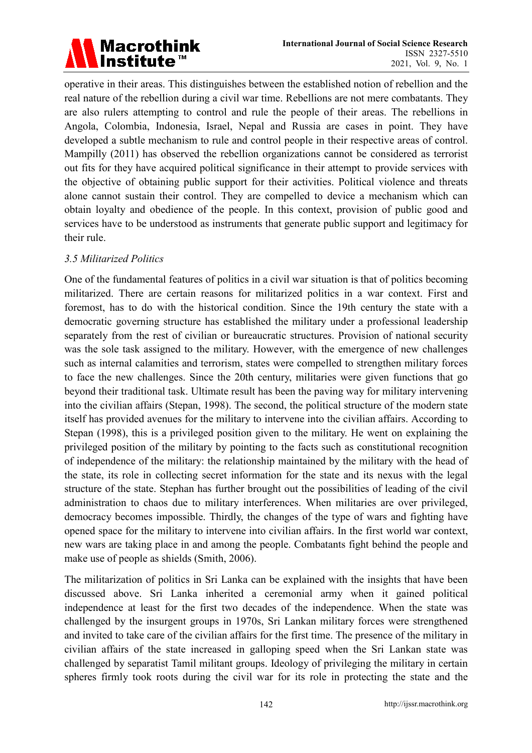operative in their areas. This distinguishes between the established notion of rebellion and the real nature of the rebellion during a civil war time. Rebellions are not mere combatants. They are also rulers attempting to control and rule the people of their areas. The rebellions in Angola, Colombia, Indonesia, Israel, Nepal and Russia are cases in point. They have developed a subtle mechanism to rule and control people in their respective areas of control. Mampilly (2011) has observed the rebellion organizations cannot be considered as terrorist out fits for they have acquired political significance in their attempt to provide services with the objective of obtaining public support for their activities. Political violence and threats alone cannot sustain their control. They are compelled to device a mechanism which can obtain loyalty and obedience of the people. In this context, provision of public good and services have to be understood as instruments that generate public support and legitimacy for their rule.

### *3.5 Militarized Politics*

One of the fundamental features of politics in a civil war situation is that of politics becoming militarized. There are certain reasons for militarized politics in a war context. First and foremost, has to do with the historical condition. Since the 19th century the state with a democratic governing structure has established the military under a professional leadership separately from the rest of civilian or bureaucratic structures. Provision of national security was the sole task assigned to the military. However, with the emergence of new challenges such as internal calamities and terrorism, states were compelled to strengthen military forces to face the new challenges. Since the 20th century, militaries were given functions that go beyond their traditional task. Ultimate result has been the paving way for military intervening into the civilian affairs (Stepan, 1998). The second, the political structure of the modern state itself has provided avenues for the military to intervene into the civilian affairs. According to Stepan (1998), this is a privileged position given to the military. He went on explaining the privileged position of the military by pointing to the facts such as constitutional recognition of independence of the military: the relationship maintained by the military with the head of the state, its role in collecting secret information for the state and its nexus with the legal structure of the state. Stephan has further brought out the possibilities of leading of the civil administration to chaos due to military interferences. When militaries are over privileged, democracy becomes impossible. Thirdly, the changes of the type of wars and fighting have opened space for the military to intervene into civilian affairs. In the first world war context, new wars are taking place in and among the people. Combatants fight behind the people and make use of people as shields (Smith, 2006).

The militarization of politics in Sri Lanka can be explained with the insights that have been discussed above. Sri Lanka inherited a ceremonial army when it gained political independence at least for the first two decades of the independence. When the state was challenged by the insurgent groups in 1970s, Sri Lankan military forces were strengthened and invited to take care of the civilian affairs for the first time. The presence of the military in civilian affairs of the state increased in galloping speed when the Sri Lankan state was challenged by separatist Tamil militant groups. Ideology of privileging the military in certain spheres firmly took roots during the civil war for its role in protecting the state and the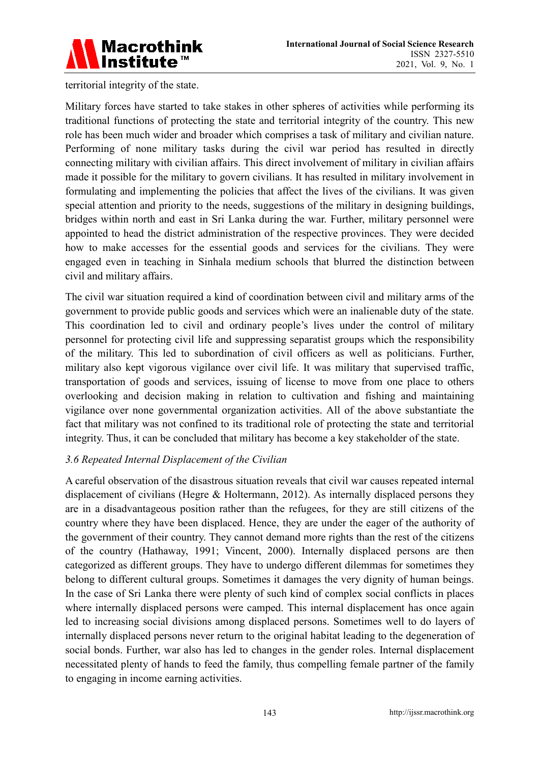territorial integrity of the state.

Military forces have started to take stakes in other spheres of activities while performing its traditional functions of protecting the state and territorial integrity of the country. This new role has been much wider and broader which comprises a task of military and civilian nature. Performing of none military tasks during the civil war period has resulted in directly connecting military with civilian affairs. This direct involvement of military in civilian affairs made it possible for the military to govern civilians. It has resulted in military involvement in formulating and implementing the policies that affect the lives of the civilians. It was given special attention and priority to the needs, suggestions of the military in designing buildings, bridges within north and east in Sri Lanka during the war. Further, military personnel were appointed to head the district administration of the respective provinces. They were decided how to make accesses for the essential goods and services for the civilians. They were engaged even in teaching in Sinhala medium schools that blurred the distinction between civil and military affairs.

The civil war situation required a kind of coordination between civil and military arms of the government to provide public goods and services which were an inalienable duty of the state. This coordination led to civil and ordinary people's lives under the control of military personnel for protecting civil life and suppressing separatist groups which the responsibility of the military. This led to subordination of civil officers as well as politicians. Further, military also kept vigorous vigilance over civil life. It was military that supervised traffic, transportation of goods and services, issuing of license to move from one place to others overlooking and decision making in relation to cultivation and fishing and maintaining vigilance over none governmental organization activities. All of the above substantiate the fact that military was not confined to its traditional role of protecting the state and territorial integrity. Thus, it can be concluded that military has become a key stakeholder of the state.

### *3.6 Repeated Internal Displacement of the Civilian*

A careful observation of the disastrous situation reveals that civil war causes repeated internal displacement of civilians (Hegre & Holtermann, 2012). As internally displaced persons they are in a disadvantageous position rather than the refugees, for they are still citizens of the country where they have been displaced. Hence, they are under the eager of the authority of the government of their country. They cannot demand more rights than the rest of the citizens of the country (Hathaway, 1991; Vincent, 2000). Internally displaced persons are then categorized as different groups. They have to undergo different dilemmas for sometimes they belong to different cultural groups. Sometimes it damages the very dignity of human beings. In the case of Sri Lanka there were plenty of such kind of complex social conflicts in places where internally displaced persons were camped. This internal displacement has once again led to increasing social divisions among displaced persons. Sometimes well to do layers of internally displaced persons never return to the original habitat leading to the degeneration of social bonds. Further, war also has led to changes in the gender roles. Internal displacement necessitated plenty of hands to feed the family, thus compelling female partner of the family to engaging in income earning activities.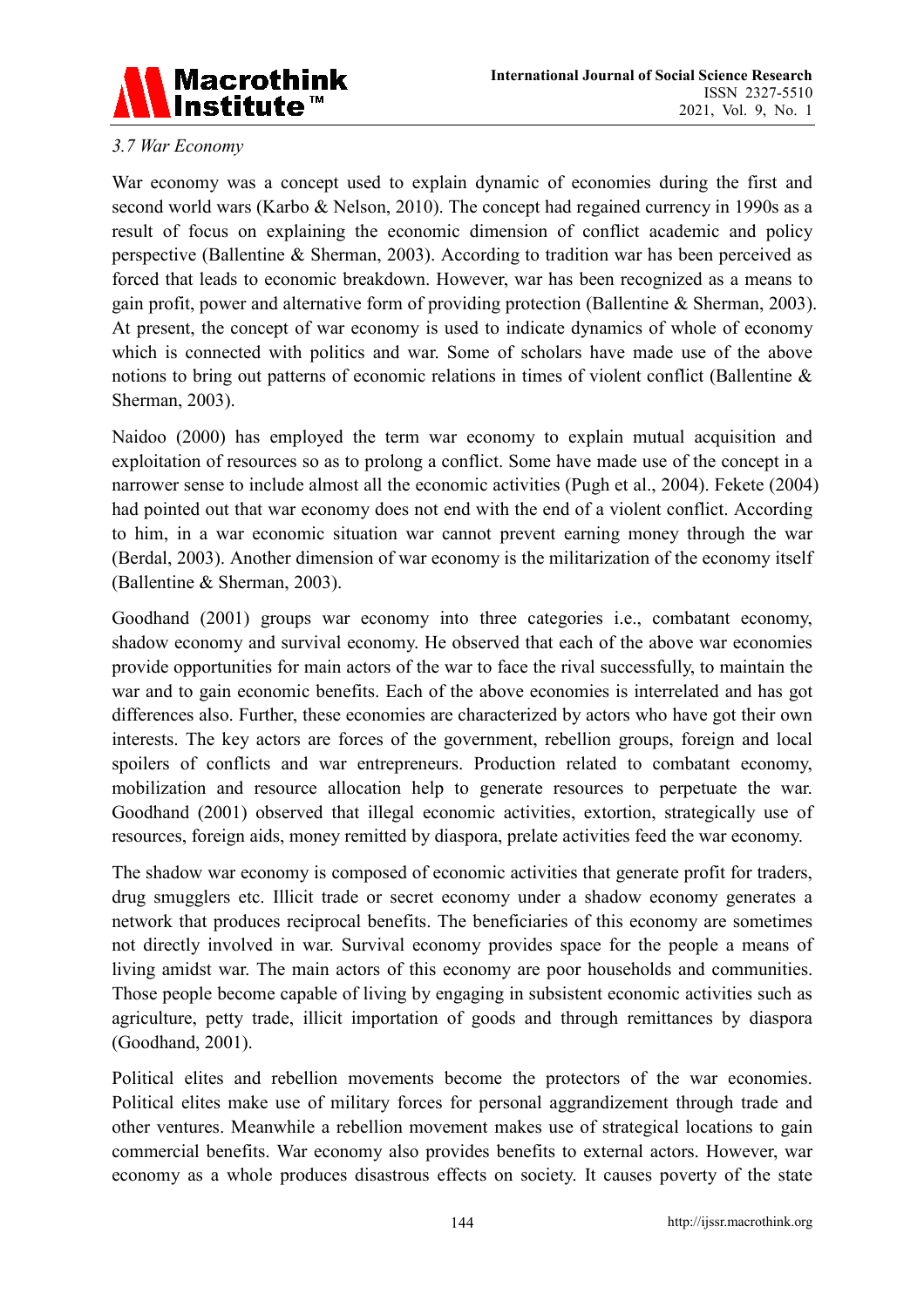*3.7 War Economy*

War economy was a concept used to explain dynamic of economies during the first and second world wars (Karbo & Nelson, 2010). The concept had regained currency in 1990s as a result of focus on explaining the economic dimension of conflict academic and policy perspective (Ballentine & Sherman, 2003). According to tradition war has been perceived as forced that leads to economic breakdown. However, war has been recognized as a means to gain profit, power and alternative form of providing protection (Ballentine & Sherman, 2003). At present, the concept of war economy is used to indicate dynamics of whole of economy which is connected with politics and war. Some of scholars have made use of the above notions to bring out patterns of economic relations in times of violent conflict (Ballentine & Sherman, 2003).

Naidoo (2000) has employed the term war economy to explain mutual acquisition and exploitation of resources so as to prolong a conflict. Some have made use of the concept in a narrower sense to include almost all the economic activities (Pugh et al., 2004). Fekete (2004) had pointed out that war economy does not end with the end of a violent conflict. According to him, in a war economic situation war cannot prevent earning money through the war (Berdal, 2003). Another dimension of war economy is the militarization of the economy itself (Ballentine & Sherman, 2003).

Goodhand (2001) groups war economy into three categories i.e., combatant economy, shadow economy and survival economy. He observed that each of the above war economies provide opportunities for main actors of the war to face the rival successfully, to maintain the war and to gain economic benefits. Each of the above economies is interrelated and has got differences also. Further, these economies are characterized by actors who have got their own interests. The key actors are forces of the government, rebellion groups, foreign and local spoilers of conflicts and war entrepreneurs. Production related to combatant economy, mobilization and resource allocation help to generate resources to perpetuate the war. Goodhand (2001) observed that illegal economic activities, extortion, strategically use of resources, foreign aids, money remitted by diaspora, prelate activities feed the war economy.

The shadow war economy is composed of economic activities that generate profit for traders, drug smugglers etc. Illicit trade or secret economy under a shadow economy generates a network that produces reciprocal benefits. The beneficiaries of this economy are sometimes not directly involved in war. Survival economy provides space for the people a means of living amidst war. The main actors of this economy are poor households and communities. Those people become capable of living by engaging in subsistent economic activities such as agriculture, petty trade, illicit importation of goods and through remittances by diaspora (Goodhand, 2001).

Political elites and rebellion movements become the protectors of the war economies. Political elites make use of military forces for personal aggrandizement through trade and other ventures. Meanwhile a rebellion movement makes use of strategical locations to gain commercial benefits. War economy also provides benefits to external actors. However, war economy as a whole produces disastrous effects on society. It causes poverty of the state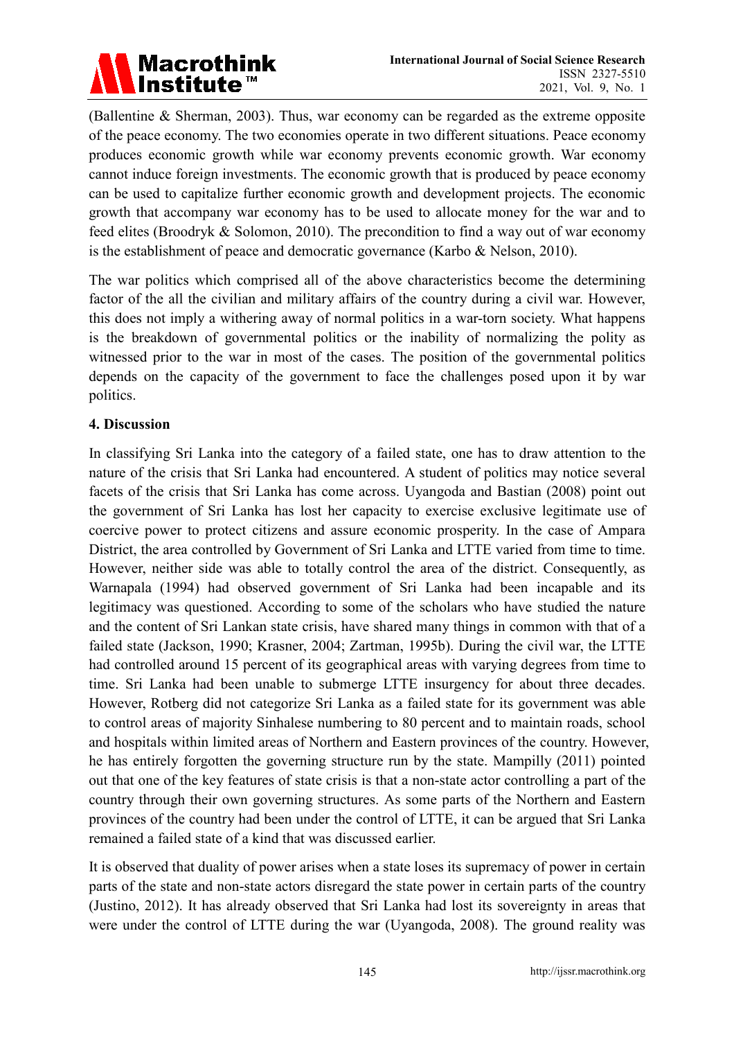(Ballentine & Sherman, 2003). Thus, war economy can be regarded as the extreme opposite of the peace economy. The two economies operate in two different situations. Peace economy produces economic growth while war economy prevents economic growth. War economy cannot induce foreign investments. The economic growth that is produced by peace economy can be used to capitalize further economic growth and development projects. The economic growth that accompany war economy has to be used to allocate money for the war and to feed elites (Broodryk & Solomon, 2010). The precondition to find a way out of war economy is the establishment of peace and democratic governance (Karbo & Nelson, 2010).

The war politics which comprised all of the above characteristics become the determining factor of the all the civilian and military affairs of the country during a civil war. However, this does not imply a withering away of normal politics in a war-torn society. What happens is the breakdown of governmental politics or the inability of normalizing the polity as witnessed prior to the war in most of the cases. The position of the governmental politics depends on the capacity of the government to face the challenges posed upon it by war politics.

## 4. Discussion

In classifying Sri Lanka into the category of a failed state, one has to draw attention to the nature of the crisis that Sri Lanka had encountered. A student of politics may notice several facets of the crisis that Sri Lanka has come across. Uyangoda and Bastian (2008) point out the government of Sri Lanka has lost her capacity to exercise exclusive legitimate use of coercive power to protect citizens and assure economic prosperity. In the case of Ampara District, the area controlled by Government of Sri Lanka and LTTE varied from time to time. However, neither side was able to totally control the area of the district. Consequently, as Warnapala (1994) had observed government of Sri Lanka had been incapable and its legitimacy was questioned. According to some of the scholars who have studied the nature and the content of Sri Lankan state crisis, have shared many things in common with that of a failed state (Jackson, 1990; Krasner, 2004; Zartman, 1995b). During the civil war, the LTTE had controlled around 15 percent of its geographical areas with varying degrees from time to time. Sri Lanka had been unable to submerge LTTE insurgency for about three decades. However, Rotberg did not categorize Sri Lanka as a failed state for its government was able to control areas of majority Sinhalese numbering to 80 percent and to maintain roads, school and hospitals within limited areas of Northern and Eastern provinces of the country. However, he has entirely forgotten the governing structure run by the state. Mampilly (2011) pointed out that one of the key features of state crisis is that a non-state actor controlling a part of the country through their own governing structures. As some parts of the Northern and Eastern provinces of the country had been under the control of LTTE, it can be argued that Sri Lanka remained a failed state of a kind that was discussed earlier.

It is observed that duality of power arises when a state loses its supremacy of power in certain parts of the state and non-state actors disregard the state power in certain parts of the country (Justino, 2012). It has already observed that Sri Lanka had lost its sovereignty in areas that were under the control of LTTE during the war (Uyangoda, 2008). The ground reality was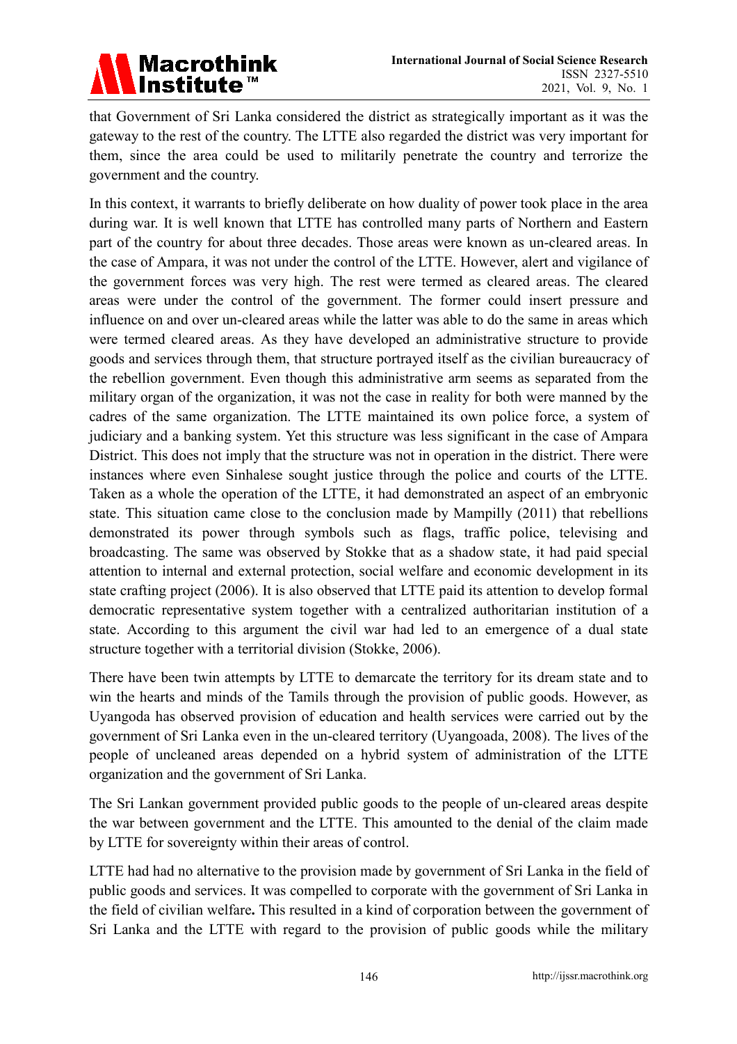that Government of Sri Lanka considered the district as strategically important as it was the gateway to the rest of the country. The LTTE also regarded the district was very important for them, since the area could be used to militarily penetrate the country and terrorize the government and the country.

In this context, it warrants to briefly deliberate on how duality of power took place in the area during war. It is well known that LTTE has controlled many parts of Northern and Eastern part of the country for about three decades. Those areas were known as un-cleared areas. In the case of Ampara, it was not under the control of the LTTE. However, alert and vigilance of the government forces was very high. The rest were termed as cleared areas. The cleared areas were under the control of the government. The former could insert pressure and influence on and over un-cleared areas while the latter was able to do the same in areas which were termed cleared areas. As they have developed an administrative structure to provide goods and services through them, that structure portrayed itself as the civilian bureaucracy of the rebellion government. Even though this administrative arm seems as separated from the military organ of the organization, it was not the case in reality for both were manned by the cadres of the same organization. The LTTE maintained its own police force, a system of judiciary and a banking system. Yet this structure was less significant in the case of Ampara District. This does not imply that the structure was not in operation in the district. There were instances where even Sinhalese sought justice through the police and courts of the LTTE. Taken as a whole the operation of the LTTE, it had demonstrated an aspect of an embryonic state. This situation came close to the conclusion made by Mampilly (2011) that rebellions demonstrated its power through symbols such as flags, traffic police, televising and broadcasting. The same was observed by Stokke that as a shadow state, it had paid special attention to internal and external protection, social welfare and economic development in its state crafting project (2006). It is also observed that LTTE paid its attention to develop formal democratic representative system together with a centralized authoritarian institution of a state. According to this argument the civil war had led to an emergence of a dual state structure together with a territorial division (Stokke, 2006).

There have been twin attempts by LTTE to demarcate the territory for its dream state and to win the hearts and minds of the Tamils through the provision of public goods. However, as Uyangoda has observed provision of education and health services were carried out by the government of Sri Lanka even in the un-cleared territory (Uyangoada, 2008). The lives of the people of uncleaned areas depended on a hybrid system of administration of the LTTE organization and the government of Sri Lanka.

The Sri Lankan government provided public goods to the people of un-cleared areas despite the war between government and the LTTE. This amounted to the denial of the claim made by LTTE for sovereignty within their areas of control.

LTTE had had no alternative to the provision made by government of Sri Lanka in the field of public goods and services. It was compelled to corporate with the government of Sri Lanka in the field of civilian welfare**.** This resulted in a kind of corporation between the government of Sri Lanka and the LTTE with regard to the provision of public goods while the military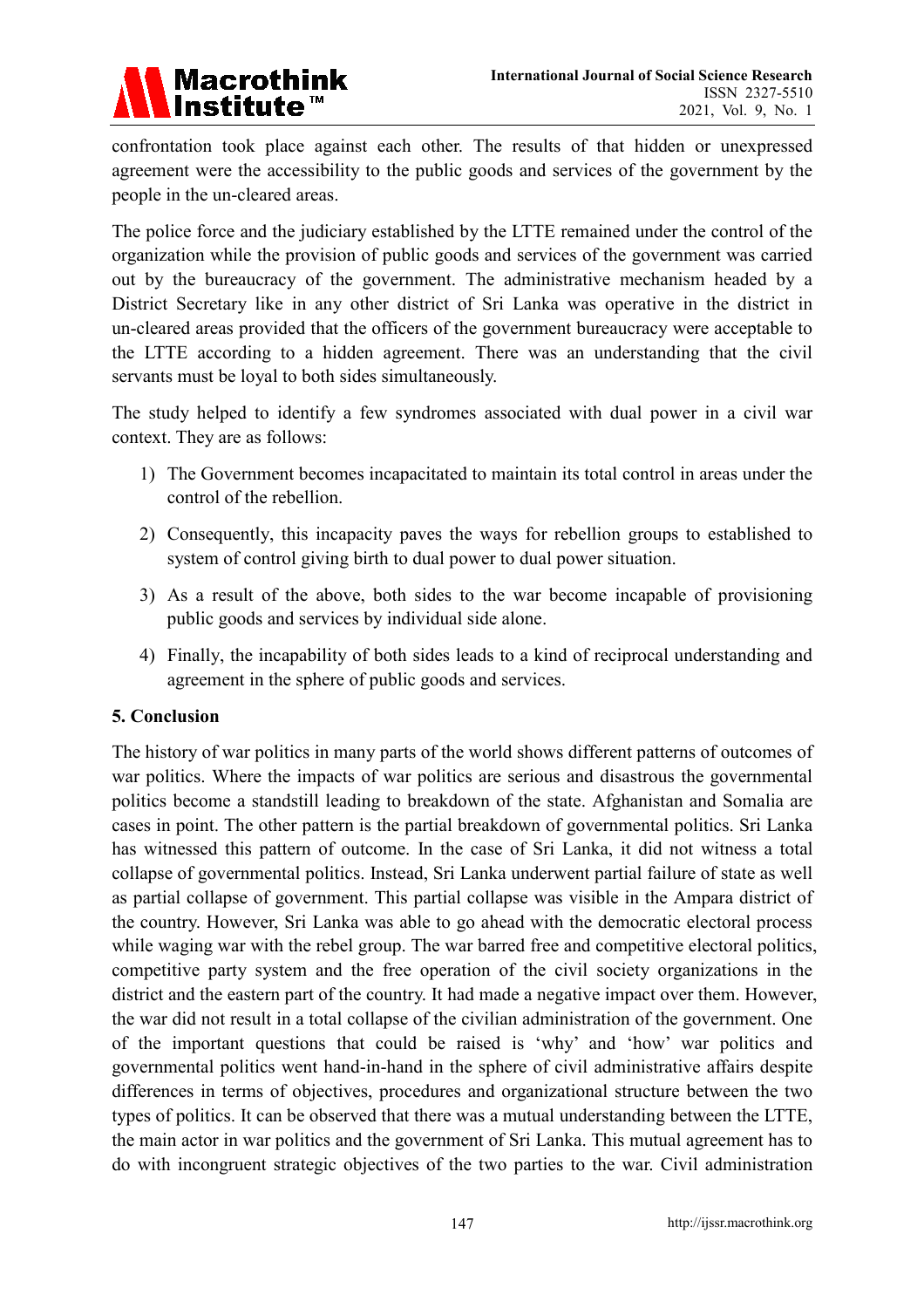confrontation took place against each other. The results of that hidden or unexpressed agreement were the accessibility to the public goods and services of the government by the people in the un-cleared areas.

The police force and the judiciary established by the LTTE remained under the control of the organization while the provision of public goods and services of the government was carried out by the bureaucracy of the government. The administrative mechanism headed by a District Secretary like in any other district of Sri Lanka was operative in the district in un-cleared areas provided that the officers of the government bureaucracy were acceptable to the LTTE according to a hidden agreement. There was an understanding that the civil servants must be loyal to both sides simultaneously.

The study helped to identify a few syndromes associated with dual power in a civil war context. They are as follows:

1) The Government becomes incapacitated to maintain its total control in areas under the control of the rebellion.
2) Consequently, this incapacity paves the ways for rebellion groups to established to system of control giving birth to dual power to dual power situation.
3) As a result of the above, both sides to the war become incapable of provisioning public goods and services by individual side alone.
4) Finally, the incapability of both sides leads to a kind of reciprocal understanding and agreement in the sphere of public goods and services.

## 5. Conclusion

The history of war politics in many parts of the world shows different patterns of outcomes of war politics. Where the impacts of war politics are serious and disastrous the governmental politics become a standstill leading to breakdown of the state. Afghanistan and Somalia are cases in point. The other pattern is the partial breakdown of governmental politics. Sri Lanka has witnessed this pattern of outcome. In the case of Sri Lanka, it did not witness a total collapse of governmental politics. Instead, Sri Lanka underwent partial failure of state as well as partial collapse of government. This partial collapse was visible in the Ampara district of the country. However, Sri Lanka was able to go ahead with the democratic electoral process while waging war with the rebel group. The war barred free and competitive electoral politics, competitive party system and the free operation of the civil society organizations in the district and the eastern part of the country. It had made a negative impact over them. However, the war did not result in a total collapse of the civilian administration of the government. One of the important questions that could be raised is 'why' and 'how' war politics and governmental politics went hand-in-hand in the sphere of civil administrative affairs despite differences in terms of objectives, procedures and organizational structure between the two types of politics. It can be observed that there was a mutual understanding between the LTTE, the main actor in war politics and the government of Sri Lanka. This mutual agreement has to do with incongruent strategic objectives of the two parties to the war. Civil administration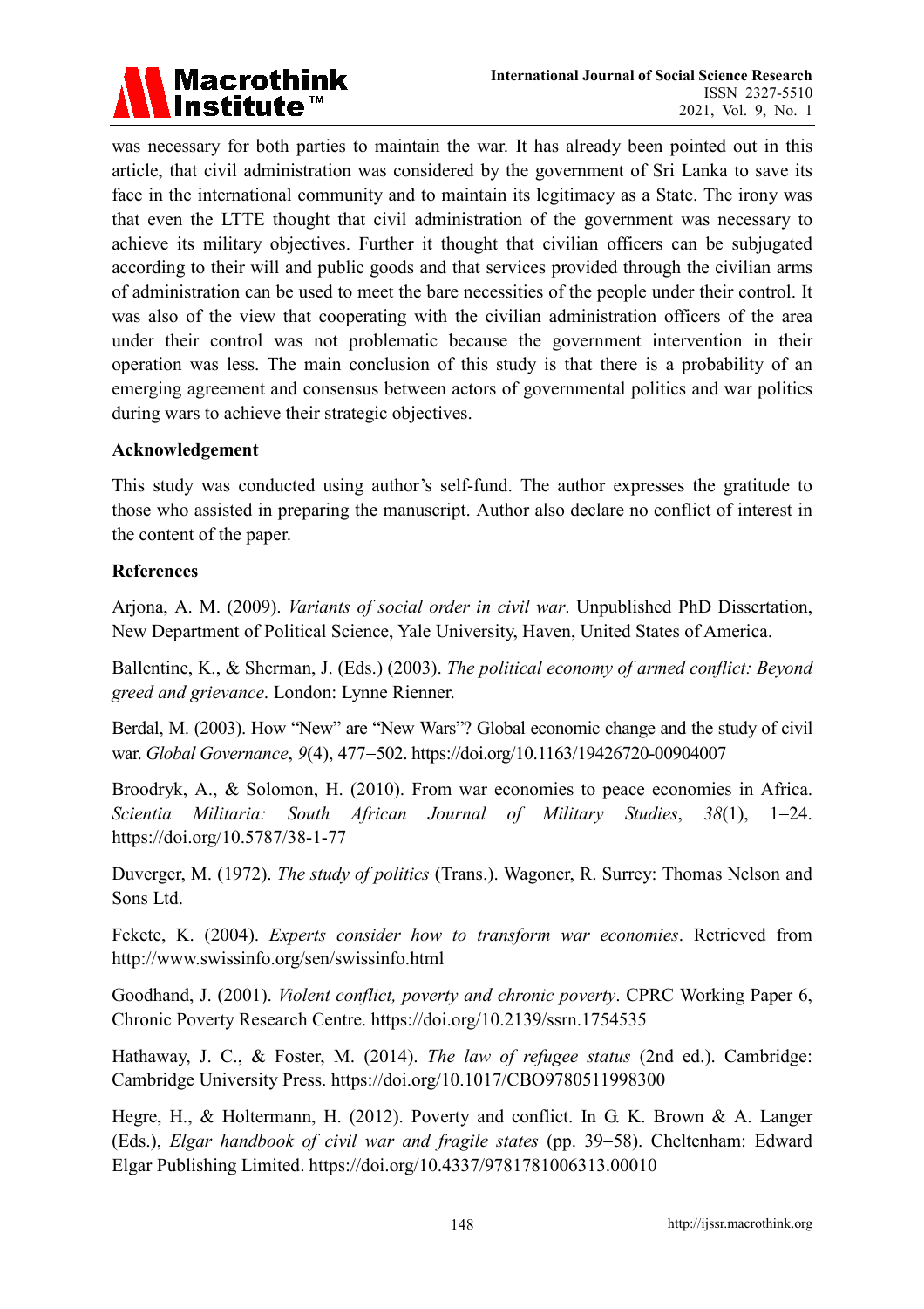was necessary for both parties to maintain the war. It has already been pointed out in this article, that civil administration was considered by the government of Sri Lanka to save its face in the international community and to maintain its legitimacy as a State. The irony was that even the LTTE thought that civil administration of the government was necessary to achieve its military objectives. Further it thought that civilian officers can be subjugated according to their will and public goods and that services provided through the civilian arms of administration can be used to meet the bare necessities of the people under their control. It was also of the view that cooperating with the civilian administration officers of the area under their control was not problematic because the government intervention in their operation was less. The main conclusion of this study is that there is a probability of an emerging agreement and consensus between actors of governmental politics and war politics during wars to achieve their strategic objectives.

## Acknowledgement

This study was conducted using author's self-fund. The author expresses the gratitude to those who assisted in preparing the manuscript. Author also declare no conflict of interest in the content of the paper.

## References

Arjona, A. M. (2009). *Variants of social order in civil war*. Unpublished PhD Dissertation, New Department of Political Science, Yale University, Haven, United States of America.

Ballentine, K., & Sherman, J. (Eds.) (2003). *The political economy of armed conflict: Beyond greed and grievance*. London: Lynne Rienner.

Berdal, M. (2003). How "New" are "New Wars"? Global economic change and the study of civil war. *Global Governance*, *9*(4), 477−502. https://doi.org/10.1163/19426720-00904007

Broodryk, A., & Solomon, H. (2010). From war economies to peace economies in Africa. *Scientia Militaria: South African Journal of Military Studies*, *38*(1), 1−24. https://doi.org/10.5787/38-1-77

Duverger, M. (1972). *The study of politics* (Trans.). Wagoner, R. Surrey: Thomas Nelson and Sons Ltd.

Fekete, K. (2004). *Experts consider how to transform war economies*. Retrieved from http://www.swissinfo.org/sen/swissinfo.html

Goodhand, J. (2001). *Violent conflict, poverty and chronic poverty*. CPRC Working Paper 6, Chronic Poverty Research Centre. https://doi.org/10.2139/ssrn.1754535

Hathaway, J. C., & Foster, M. (2014). *The law of refugee status* (2nd ed.). Cambridge: Cambridge University Press. https://doi.org/10.1017/CBO9780511998300

Hegre, H., & Holtermann, H. (2012). Poverty and conflict. In G. K. Brown & A. Langer (Eds.), *Elgar handbook of civil war and fragile states* (pp. 39−58). Cheltenham: Edward Elgar Publishing Limited. https://doi.org/10.4337/9781781006313.00010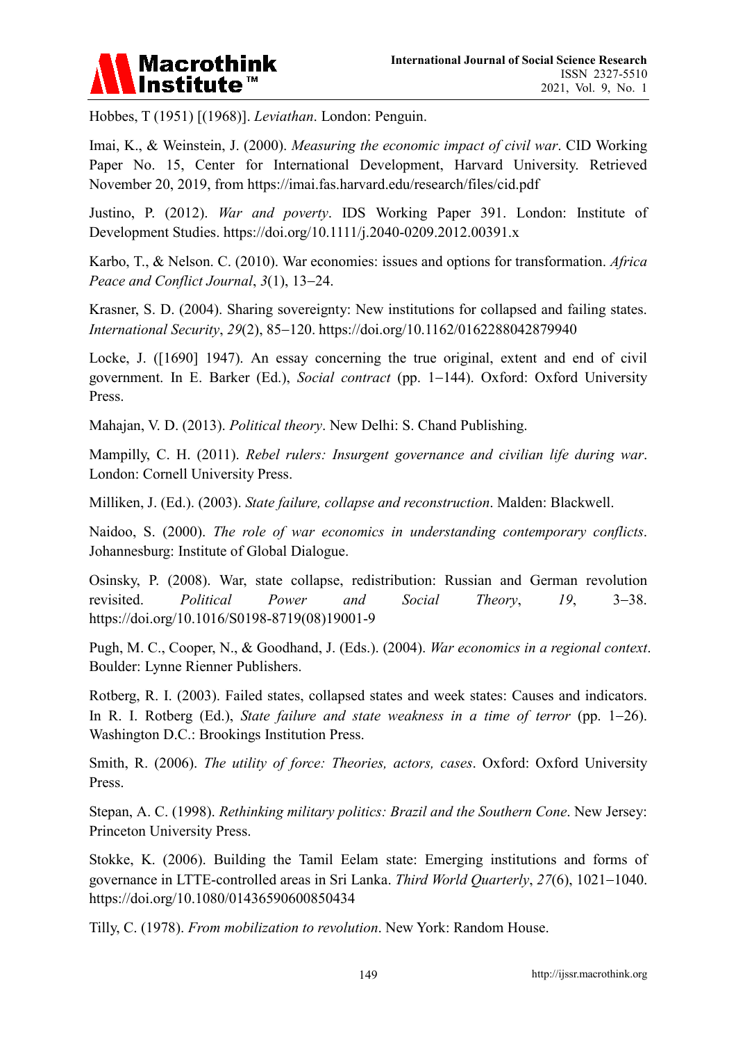Hobbes, T (1951) [(1968)]. *Leviathan*. London: Penguin.

Imai, K., & Weinstein, J. (2000). *Measuring the economic impact of civil war*. CID Working Paper No. 15, Center for International Development, Harvard University. Retrieved November 20, 2019, from https://imai.fas.harvard.edu/research/files/cid.pdf

Justino, P. (2012). *War and poverty*. IDS Working Paper 391. London: Institute of Development Studies. https://doi.org/10.1111/j.2040-0209.2012.00391.x

Karbo, T., & Nelson. C. (2010). War economies: issues and options for transformation. *Africa Peace and Conflict Journal*, *3*(1), 13−24.

Krasner, S. D. (2004). Sharing sovereignty: New institutions for collapsed and failing states. *International Security*, *29*(2), 85−120. https://doi.org/10.1162/0162288042879940

Locke, J. ([1690] 1947). An essay concerning the true original, extent and end of civil government. In E. Barker (Ed.), *Social contract* (pp. 1−144). Oxford: Oxford University Press.

Mahajan, V. D. (2013). *Political theory*. New Delhi: S. Chand Publishing.

Mampilly, C. H. (2011). *Rebel rulers: Insurgent governance and civilian life during war*. London: Cornell University Press.

Milliken, J. (Ed.). (2003). *State failure, collapse and reconstruction*. Malden: Blackwell.

Naidoo, S. (2000). *The role of war economics in understanding contemporary conflicts*. Johannesburg: Institute of Global Dialogue.

Osinsky, P. (2008). War, state collapse, redistribution: Russian and German revolution revisited. *Political Power and Social Theory*, *19*, 3−38. https://doi.org/10.1016/S0198-8719(08)19001-9

Pugh, M. C., Cooper, N., & Goodhand, J. (Eds.). (2004). *War economics in a regional context*. Boulder: Lynne Rienner Publishers.

Rotberg, R. I. (2003). Failed states, collapsed states and week states: Causes and indicators. In R. I. Rotberg (Ed.), *State failure and state weakness in a time of terror* (pp. 1−26). Washington D.C.: Brookings Institution Press.

Smith, R. (2006). *The utility of force: Theories, actors, cases*. Oxford: Oxford University Press.

Stepan, A. C. (1998). *Rethinking military politics: Brazil and the Southern Cone*. New Jersey: Princeton University Press.

Stokke, K. (2006). Building the Tamil Eelam state: Emerging institutions and forms of governance in LTTE-controlled areas in Sri Lanka. *Third World Quarterly*, *27*(6), 1021−1040. https://doi.org/10.1080/01436590600850434

Tilly, C. (1978). *From mobilization to revolution*. New York: Random House.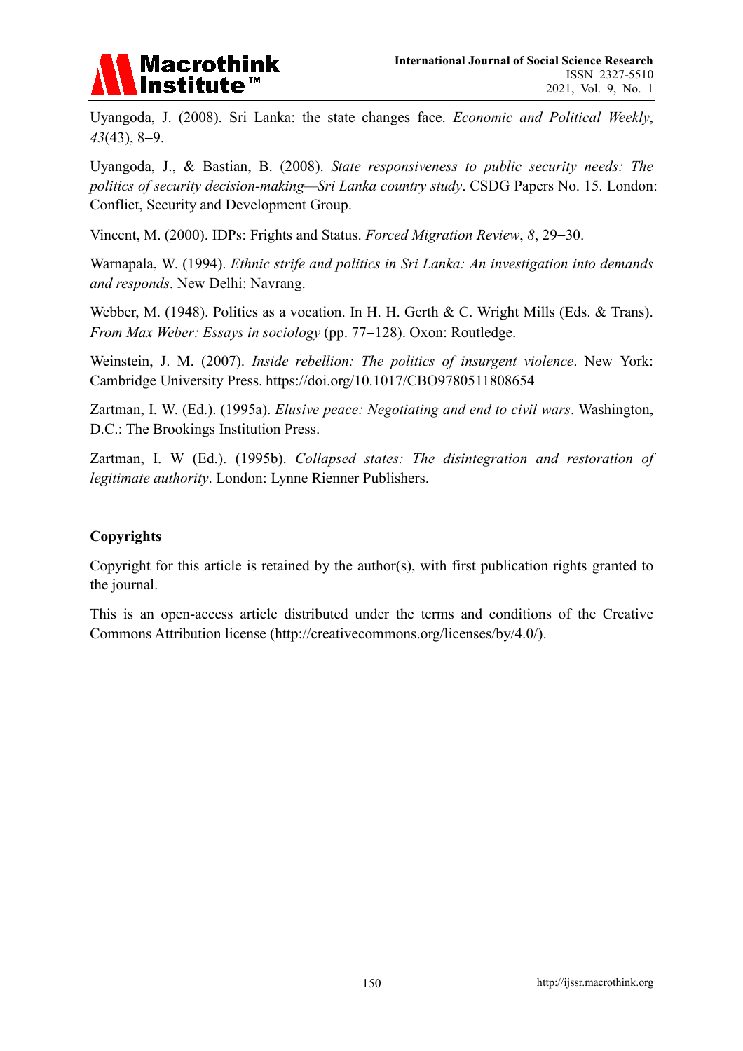Uyangoda, J. (2008). Sri Lanka: the state changes face. *Economic and Political Weekly*, *43*(43), 8−9.

Uyangoda, J., & Bastian, B. (2008). *State responsiveness to public security needs: The politics of security decision-making—Sri Lanka country study*. CSDG Papers No. 15. London: Conflict, Security and Development Group.

Vincent, M. (2000). IDPs: Frights and Status. *Forced Migration Review*, *8*, 29−30.

Warnapala, W. (1994). *Ethnic strife and politics in Sri Lanka: An investigation into demands and responds*. New Delhi: Navrang.

Webber, M. (1948). Politics as a vocation. In H. H. Gerth & C. Wright Mills (Eds. & Trans). *From Max Weber: Essays in sociology* (pp. 77−128). Oxon: Routledge.

Weinstein, J. M. (2007). *Inside rebellion: The politics of insurgent violence*. New York: Cambridge University Press. https://doi.org/10.1017/CBO9780511808654

Zartman, I. W. (Ed.). (1995a). *Elusive peace: Negotiating and end to civil wars*. Washington, D.C.: The Brookings Institution Press.

Zartman, I. W (Ed.). (1995b). *Collapsed states: The disintegration and restoration of legitimate authority*. London: Lynne Rienner Publishers.

## Copyrights

Copyright for this article is retained by the author(s), with first publication rights granted to the journal.

This is an open-access article distributed under the terms and conditions of the Creative Commons Attribution license (http://creativecommons.org/licenses/by/4.0/).